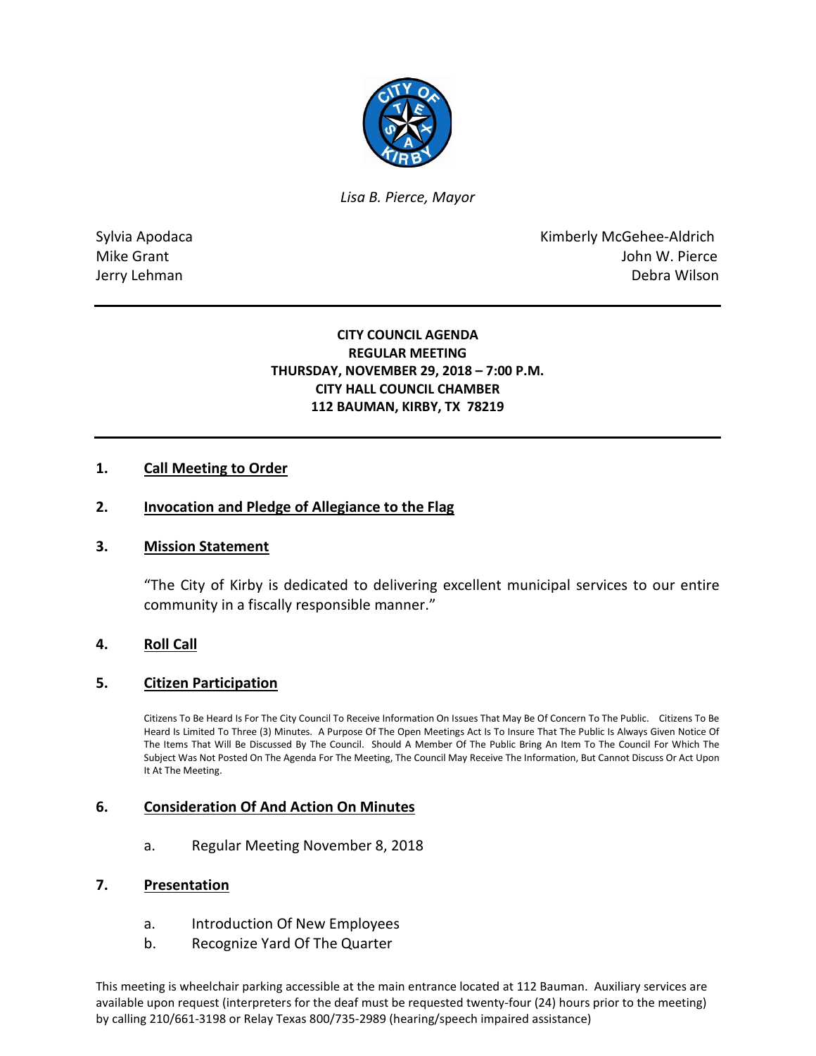*Lisa B. Pierce, Mayor*

Sylvia Apodaca
Mike Grant
Jerry Lehman

Kimberly McGehee-Aldrich
John W. Pierce
Debra Wilson

---

**CITY COUNCIL AGENDA**
**REGULAR MEETING**
**THURSDAY, NOVEMBER 29, 2018 – 7:00 P.M.**
**CITY HALL COUNCIL CHAMBER**
**112 BAUMAN, KIRBY, TX 78219**

---

## 1. Call Meeting to Order

## 2. Invocation and Pledge of Allegiance to the Flag

## 3. Mission Statement

"The City of Kirby is dedicated to delivering excellent municipal services to our entire community in a fiscally responsible manner."

## 4. Roll Call

## 5. Citizen Participation

Citizens To Be Heard Is For The City Council To Receive Information On Issues That May Be Of Concern To The Public. Citizens To Be Heard Is Limited To Three (3) Minutes. A Purpose Of The Open Meetings Act Is To Insure That The Public Is Always Given Notice Of The Items That Will Be Discussed By The Council. Should A Member Of The Public Bring An Item To The Council For Which The Subject Was Not Posted On The Agenda For The Meeting, The Council May Receive The Information, But Cannot Discuss Or Act Upon It At The Meeting.

## 6. Consideration Of And Action On Minutes

a. Regular Meeting November 8, 2018

## 7. Presentation

a. Introduction Of New Employees
b. Recognize Yard Of The Quarter

This meeting is wheelchair parking accessible at the main entrance located at 112 Bauman. Auxiliary services are available upon request (interpreters for the deaf must be requested twenty-four (24) hours prior to the meeting) by calling 210/661-3198 or Relay Texas 800/735-2989 (hearing/speech impaired assistance)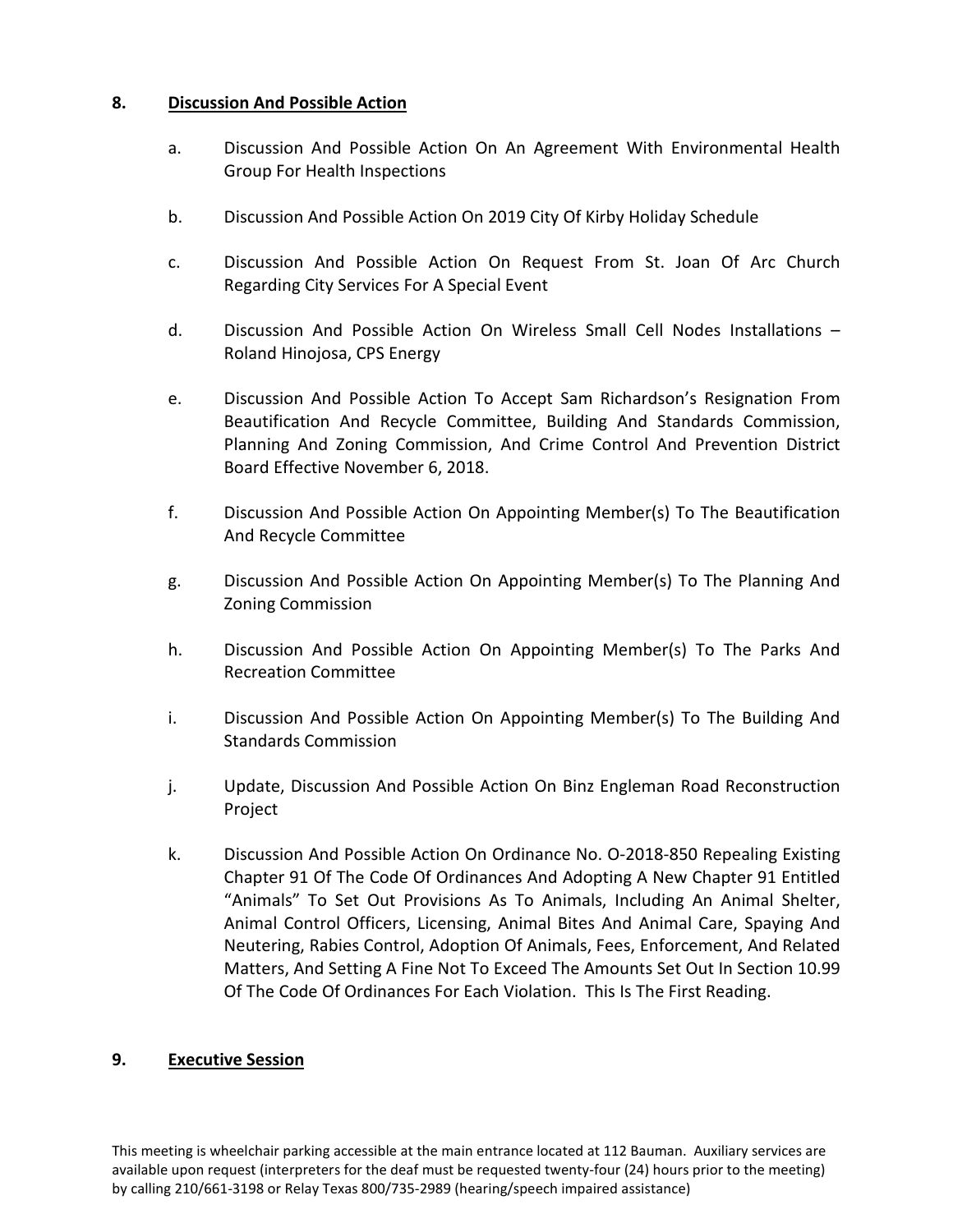## 8. Discussion And Possible Action

a. Discussion And Possible Action On An Agreement With Environmental Health Group For Health Inspections

b. Discussion And Possible Action On 2019 City Of Kirby Holiday Schedule

c. Discussion And Possible Action On Request From St. Joan Of Arc Church Regarding City Services For A Special Event

d. Discussion And Possible Action On Wireless Small Cell Nodes Installations – Roland Hinojosa, CPS Energy

e. Discussion And Possible Action To Accept Sam Richardson's Resignation From Beautification And Recycle Committee, Building And Standards Commission, Planning And Zoning Commission, And Crime Control And Prevention District Board Effective November 6, 2018.

f. Discussion And Possible Action On Appointing Member(s) To The Beautification And Recycle Committee

g. Discussion And Possible Action On Appointing Member(s) To The Planning And Zoning Commission

h. Discussion And Possible Action On Appointing Member(s) To The Parks And Recreation Committee

i. Discussion And Possible Action On Appointing Member(s) To The Building And Standards Commission

j. Update, Discussion And Possible Action On Binz Engleman Road Reconstruction Project

k. Discussion And Possible Action On Ordinance No. O-2018-850 Repealing Existing Chapter 91 Of The Code Of Ordinances And Adopting A New Chapter 91 Entitled "Animals" To Set Out Provisions As To Animals, Including An Animal Shelter, Animal Control Officers, Licensing, Animal Bites And Animal Care, Spaying And Neutering, Rabies Control, Adoption Of Animals, Fees, Enforcement, And Related Matters, And Setting A Fine Not To Exceed The Amounts Set Out In Section 10.99 Of The Code Of Ordinances For Each Violation. This Is The First Reading.

## 9. Executive Session

This meeting is wheelchair parking accessible at the main entrance located at 112 Bauman. Auxiliary services are available upon request (interpreters for the deaf must be requested twenty-four (24) hours prior to the meeting) by calling 210/661-3198 or Relay Texas 800/735-2989 (hearing/speech impaired assistance)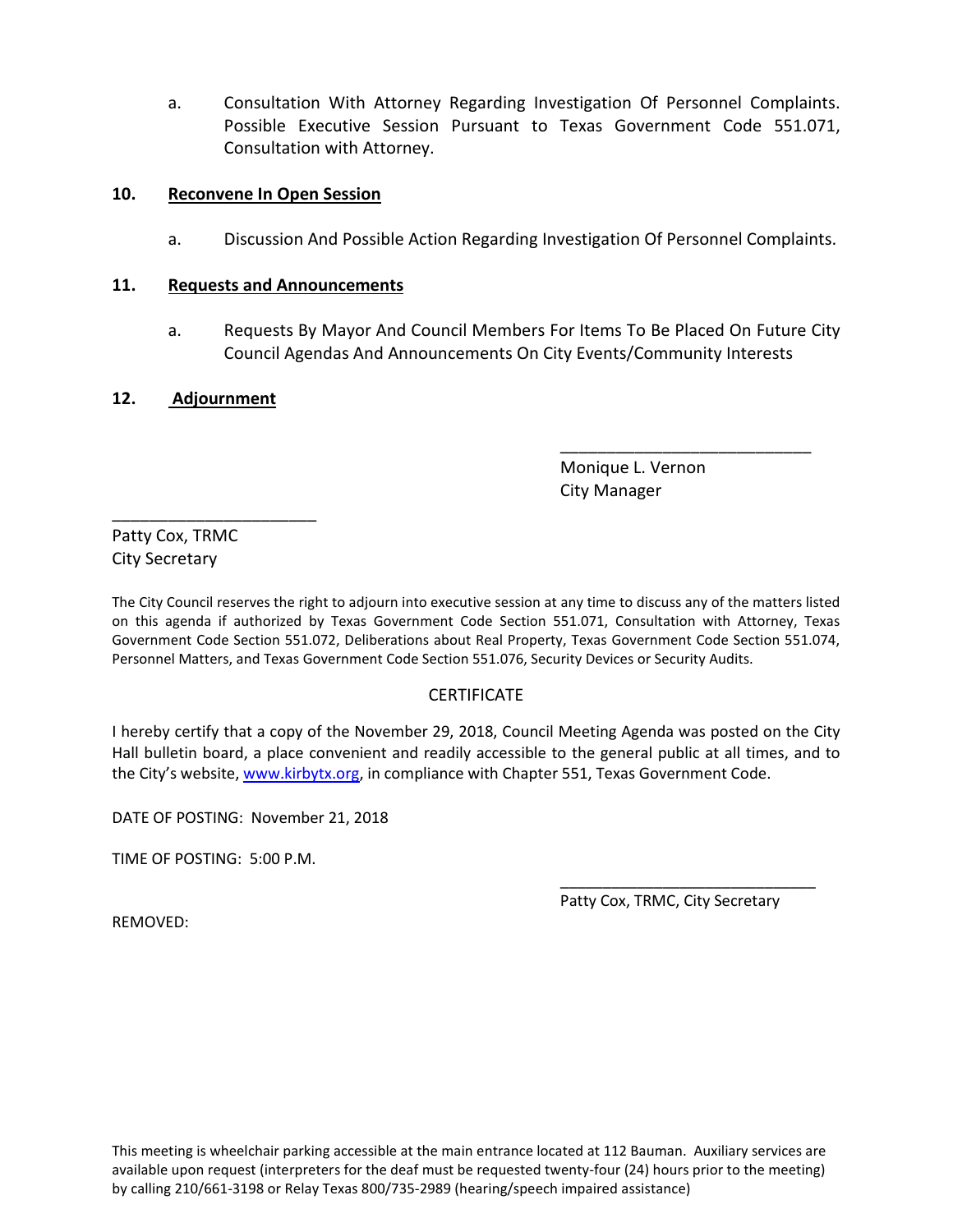a. Consultation With Attorney Regarding Investigation Of Personnel Complaints. Possible Executive Session Pursuant to Texas Government Code 551.071, Consultation with Attorney.

**10. Reconvene In Open Session**

a. Discussion And Possible Action Regarding Investigation Of Personnel Complaints.

**11. Requests and Announcements**

a. Requests By Mayor And Council Members For Items To Be Placed On Future City Council Agendas And Announcements On City Events/Community Interests

**12. Adjournment**

\_\_\_\_\_\_\_\_\_\_\_\_\_\_\_\_\_\_\_\_\_\_\_\_\_\_\_\_
Monique L. Vernon
City Manager

\_\_\_\_\_\_\_\_\_\_\_\_\_\_\_\_\_\_\_\_\_\_\_
Patty Cox, TRMC
City Secretary

The City Council reserves the right to adjourn into executive session at any time to discuss any of the matters listed on this agenda if authorized by Texas Government Code Section 551.071, Consultation with Attorney, Texas Government Code Section 551.072, Deliberations about Real Property, Texas Government Code Section 551.074, Personnel Matters, and Texas Government Code Section 551.076, Security Devices or Security Audits.

CERTIFICATE

I hereby certify that a copy of the November 29, 2018, Council Meeting Agenda was posted on the City Hall bulletin board, a place convenient and readily accessible to the general public at all times, and to the City's website, www.kirbytx.org, in compliance with Chapter 551, Texas Government Code.

DATE OF POSTING: November 21, 2018

TIME OF POSTING: 5:00 P.M.

\_\_\_\_\_\_\_\_\_\_\_\_\_\_\_\_\_\_\_\_\_\_\_\_\_\_\_\_\_\_
Patty Cox, TRMC, City Secretary

REMOVED:

This meeting is wheelchair parking accessible at the main entrance located at 112 Bauman. Auxiliary services are available upon request (interpreters for the deaf must be requested twenty-four (24) hours prior to the meeting) by calling 210/661-3198 or Relay Texas 800/735-2989 (hearing/speech impaired assistance)